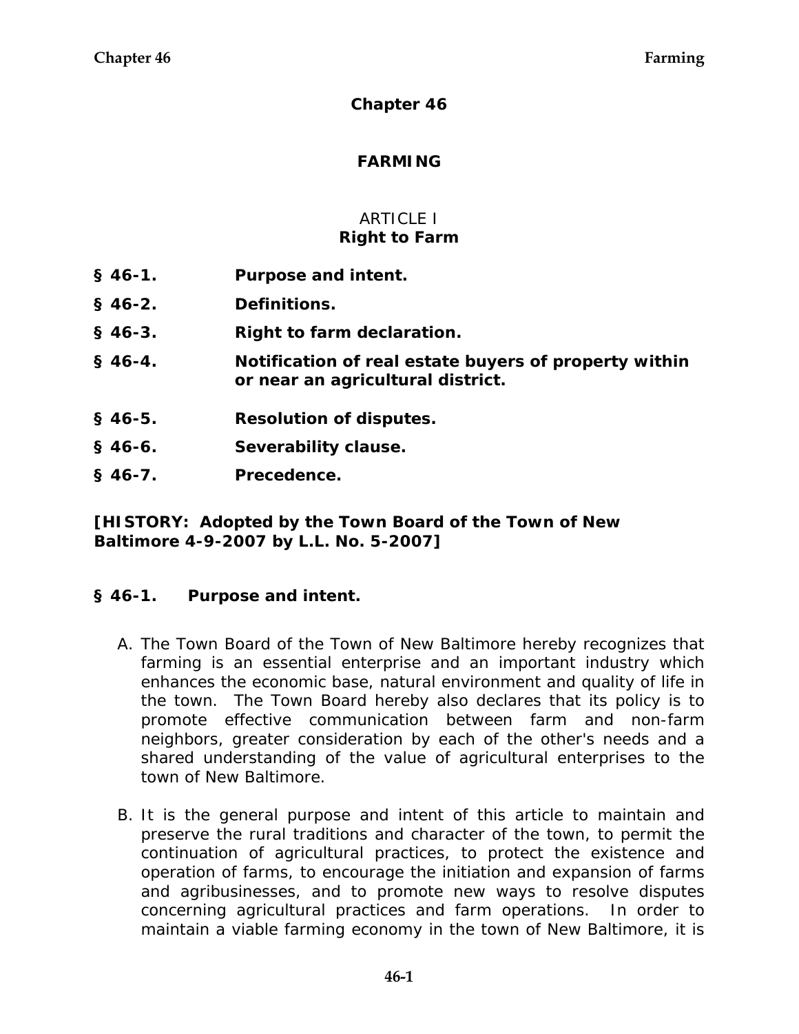# Chapter 46

# FARMING

## ARTICLE I
## Right to Farm

**§ 46-1. Purpose and intent.**

**§ 46-2. Definitions.**

**§ 46-3. Right to farm declaration.**

**§ 46-4. Notification of real estate buyers of property within or near an agricultural district.**

**§ 46-5. Resolution of disputes.**

**§ 46-6. Severability clause.**

**§ 46-7. Precedence.**

**[HISTORY: Adopted by the Town Board of the Town of New Baltimore 4-9-2007 by L.L. No. 5-2007]**

### § 46-1. Purpose and intent.

A. The Town Board of the Town of New Baltimore hereby recognizes that farming is an essential enterprise and an important industry which enhances the economic base, natural environment and quality of life in the town. The Town Board hereby also declares that its policy is to promote effective communication between farm and non-farm neighbors, greater consideration by each of the other's needs and a shared understanding of the value of agricultural enterprises to the town of New Baltimore.

B. It is the general purpose and intent of this article to maintain and preserve the rural traditions and character of the town, to permit the continuation of agricultural practices, to protect the existence and operation of farms, to encourage the initiation and expansion of farms and agribusinesses, and to promote new ways to resolve disputes concerning agricultural practices and farm operations. In order to maintain a viable farming economy in the town of New Baltimore, it is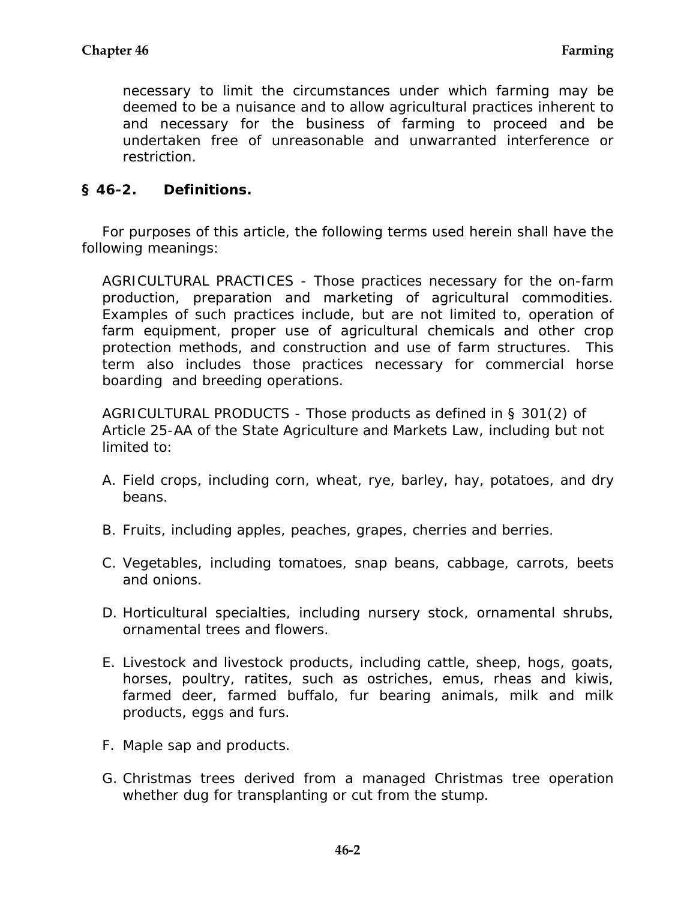necessary to limit the circumstances under which farming may be deemed to be a nuisance and to allow agricultural practices inherent to and necessary for the business of farming to proceed and be undertaken free of unreasonable and unwarranted interference or restriction.

## § 46-2. Definitions.

For purposes of this article, the following terms used herein shall have the following meanings:

AGRICULTURAL PRACTICES - Those practices necessary for the on-farm production, preparation and marketing of agricultural commodities. Examples of such practices include, but are not limited to, operation of farm equipment, proper use of agricultural chemicals and other crop protection methods, and construction and use of farm structures. This term also includes those practices necessary for commercial horse boarding and breeding operations.

AGRICULTURAL PRODUCTS - Those products as defined in § 301(2) of Article 25-AA of the State Agriculture and Markets Law, including but not limited to:

A. Field crops, including corn, wheat, rye, barley, hay, potatoes, and dry beans.

B. Fruits, including apples, peaches, grapes, cherries and berries.

C. Vegetables, including tomatoes, snap beans, cabbage, carrots, beets and onions.

D. Horticultural specialties, including nursery stock, ornamental shrubs, ornamental trees and flowers.

E. Livestock and livestock products, including cattle, sheep, hogs, goats, horses, poultry, ratites, such as ostriches, emus, rheas and kiwis, farmed deer, farmed buffalo, fur bearing animals, milk and milk products, eggs and furs.

F. Maple sap and products.

G. Christmas trees derived from a managed Christmas tree operation whether dug for transplanting or cut from the stump.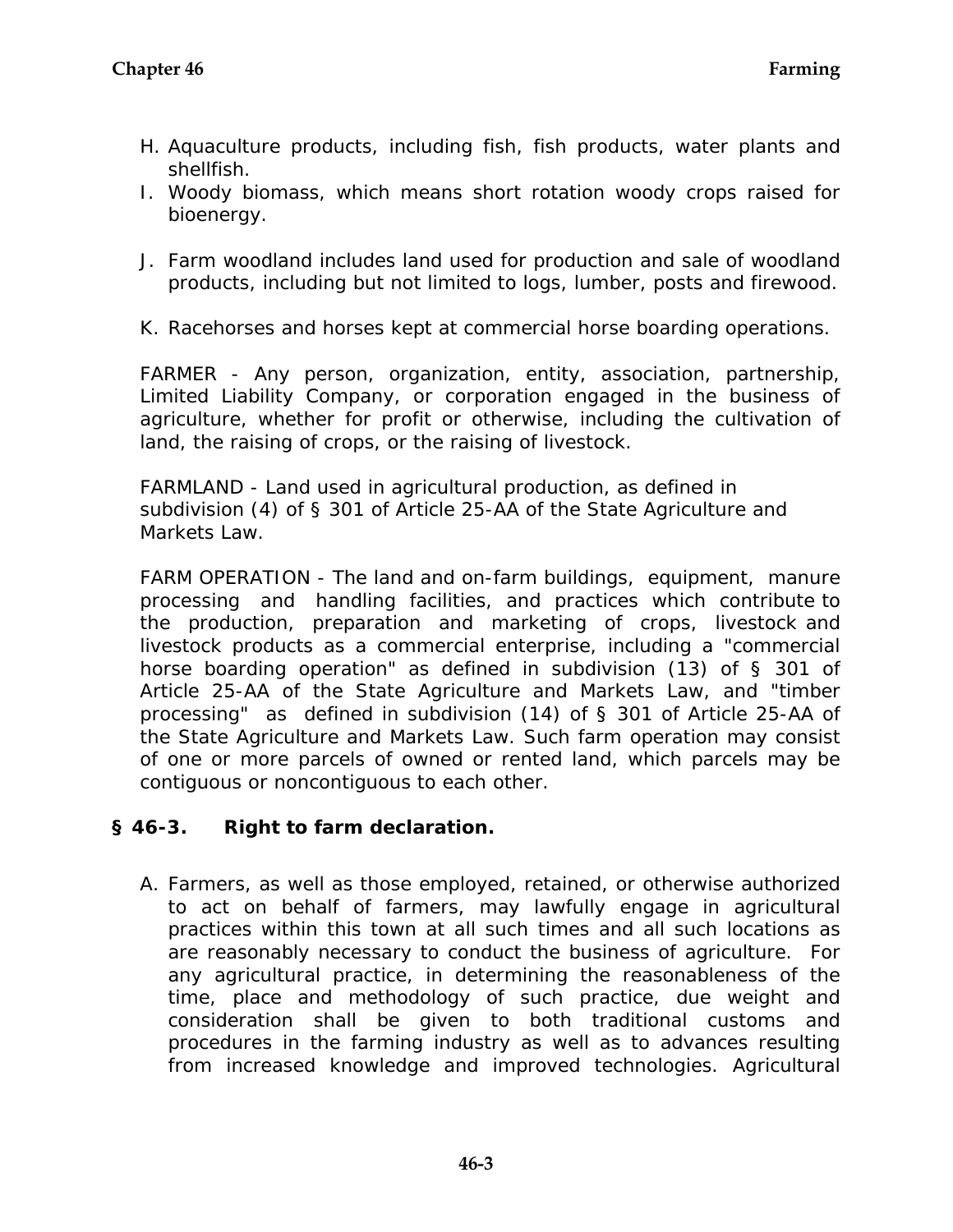H. Aquaculture products, including fish, fish products, water plants and shellfish.
I. Woody biomass, which means short rotation woody crops raised for bioenergy.

J. Farm woodland includes land used for production and sale of woodland products, including but not limited to logs, lumber, posts and firewood.

K. Racehorses and horses kept at commercial horse boarding operations.

FARMER - Any person, organization, entity, association, partnership, Limited Liability Company, or corporation engaged in the business of agriculture, whether for profit or otherwise, including the cultivation of land, the raising of crops, or the raising of livestock.

FARMLAND - Land used in agricultural production, as defined in subdivision (4) of § 301 of Article 25-AA of the State Agriculture and Markets Law.

FARM OPERATION - The land and on-farm buildings, equipment, manure processing and handling facilities, and practices which contribute to the production, preparation and marketing of crops, livestock and livestock products as a commercial enterprise, including a "commercial horse boarding operation" as defined in subdivision (13) of § 301 of Article 25-AA of the State Agriculture and Markets Law, and "timber processing" as defined in subdivision (14) of § 301 of Article 25-AA of the State Agriculture and Markets Law. Such farm operation may consist of one or more parcels of owned or rented land, which parcels may be contiguous or noncontiguous to each other.

## § 46-3. Right to farm declaration.

A. Farmers, as well as those employed, retained, or otherwise authorized to act on behalf of farmers, may lawfully engage in agricultural practices within this town at all such times and all such locations as are reasonably necessary to conduct the business of agriculture. For any agricultural practice, in determining the reasonableness of the time, place and methodology of such practice, due weight and consideration shall be given to both traditional customs and procedures in the farming industry as well as to advances resulting from increased knowledge and improved technologies. Agricultural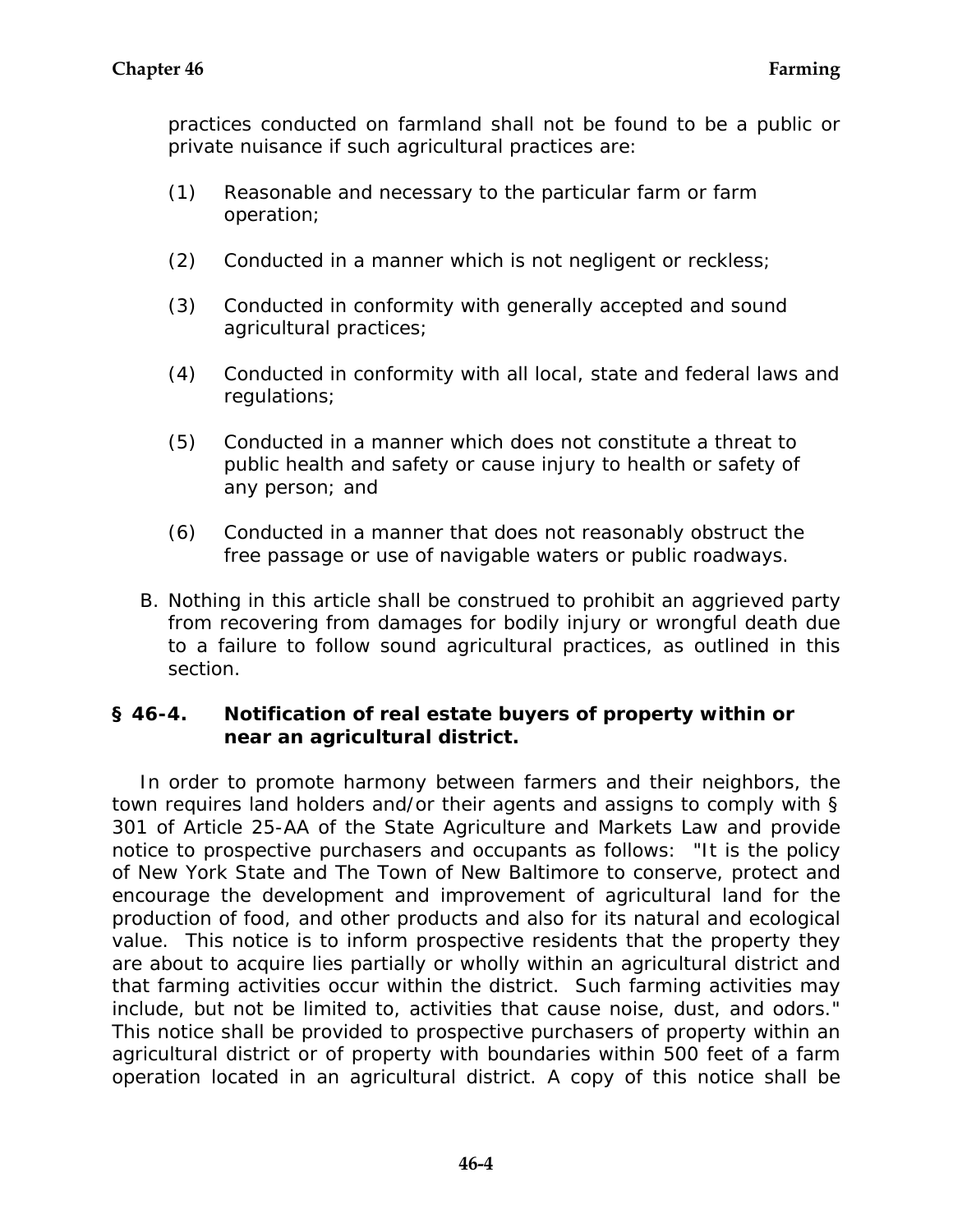practices conducted on farmland shall not be found to be a public or private nuisance if such agricultural practices are:

(1) Reasonable and necessary to the particular farm or farm operation;

(2) Conducted in a manner which is not negligent or reckless;

(3) Conducted in conformity with generally accepted and sound agricultural practices;

(4) Conducted in conformity with all local, state and federal laws and regulations;

(5) Conducted in a manner which does not constitute a threat to public health and safety or cause injury to health or safety of any person; and

(6) Conducted in a manner that does not reasonably obstruct the free passage or use of navigable waters or public roadways.

B. Nothing in this article shall be construed to prohibit an aggrieved party from recovering from damages for bodily injury or wrongful death due to a failure to follow sound agricultural practices, as outlined in this section.

### § 46-4. Notification of real estate buyers of property within or near an agricultural district.

In order to promote harmony between farmers and their neighbors, the town requires land holders and/or their agents and assigns to comply with § 301 of Article 25-AA of the State Agriculture and Markets Law and provide notice to prospective purchasers and occupants as follows: "It is the policy of New York State and The Town of New Baltimore to conserve, protect and encourage the development and improvement of agricultural land for the production of food, and other products and also for its natural and ecological value. This notice is to inform prospective residents that the property they are about to acquire lies partially or wholly within an agricultural district and that farming activities occur within the district. Such farming activities may include, but not be limited to, activities that cause noise, dust, and odors." This notice shall be provided to prospective purchasers of property within an agricultural district or of property with boundaries within 500 feet of a farm operation located in an agricultural district. A copy of this notice shall be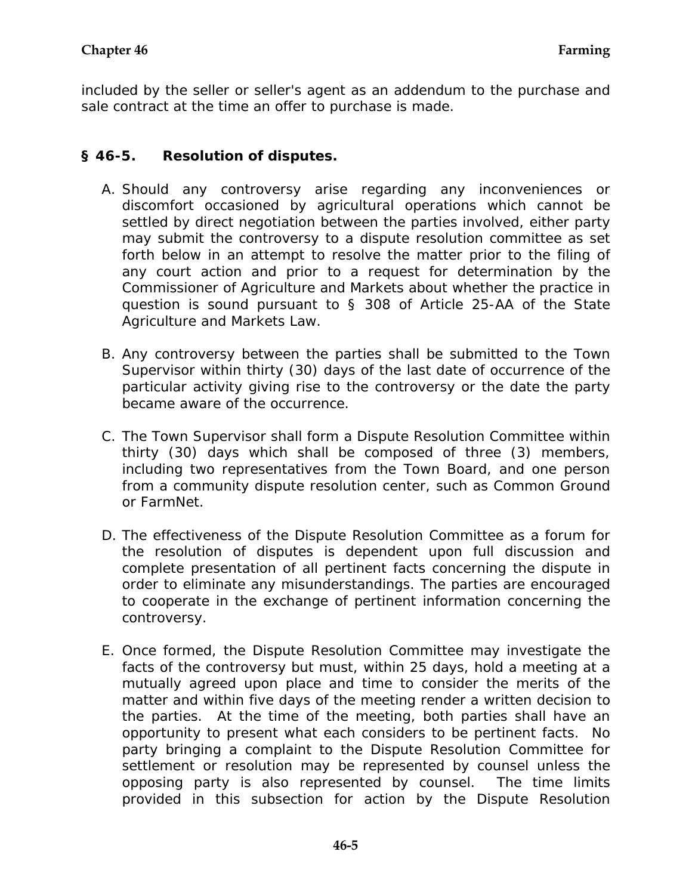included by the seller or seller's agent as an addendum to the purchase and sale contract at the time an offer to purchase is made.

## § 46-5. Resolution of disputes.

A. Should any controversy arise regarding any inconveniences or discomfort occasioned by agricultural operations which cannot be settled by direct negotiation between the parties involved, either party may submit the controversy to a dispute resolution committee as set forth below in an attempt to resolve the matter prior to the filing of any court action and prior to a request for determination by the Commissioner of Agriculture and Markets about whether the practice in question is sound pursuant to § 308 of Article 25-AA of the State Agriculture and Markets Law.

B. Any controversy between the parties shall be submitted to the Town Supervisor within thirty (30) days of the last date of occurrence of the particular activity giving rise to the controversy or the date the party became aware of the occurrence.

C. The Town Supervisor shall form a Dispute Resolution Committee within thirty (30) days which shall be composed of three (3) members, including two representatives from the Town Board, and one person from a community dispute resolution center, such as Common Ground or FarmNet.

D. The effectiveness of the Dispute Resolution Committee as a forum for the resolution of disputes is dependent upon full discussion and complete presentation of all pertinent facts concerning the dispute in order to eliminate any misunderstandings. The parties are encouraged to cooperate in the exchange of pertinent information concerning the controversy.

E. Once formed, the Dispute Resolution Committee may investigate the facts of the controversy but must, within 25 days, hold a meeting at a mutually agreed upon place and time to consider the merits of the matter and within five days of the meeting render a written decision to the parties. At the time of the meeting, both parties shall have an opportunity to present what each considers to be pertinent facts. No party bringing a complaint to the Dispute Resolution Committee for settlement or resolution may be represented by counsel unless the opposing party is also represented by counsel. The time limits provided in this subsection for action by the Dispute Resolution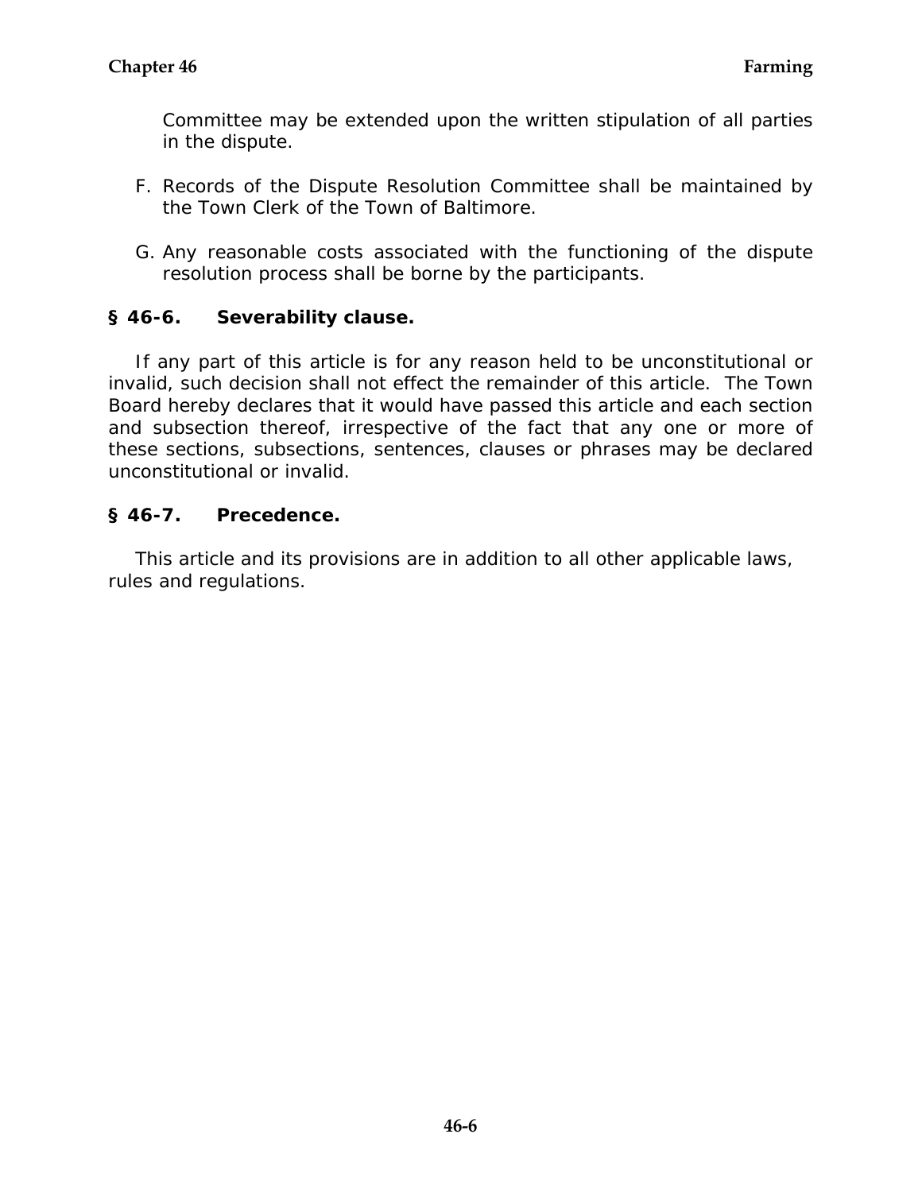Committee may be extended upon the written stipulation of all parties in the dispute.

F. Records of the Dispute Resolution Committee shall be maintained by the Town Clerk of the Town of Baltimore.

G. Any reasonable costs associated with the functioning of the dispute resolution process shall be borne by the participants.

### § 46-6. Severability clause.

If any part of this article is for any reason held to be unconstitutional or invalid, such decision shall not effect the remainder of this article. The Town Board hereby declares that it would have passed this article and each section and subsection thereof, irrespective of the fact that any one or more of these sections, subsections, sentences, clauses or phrases may be declared unconstitutional or invalid.

### § 46-7. Precedence.

This article and its provisions are in addition to all other applicable laws, rules and regulations.